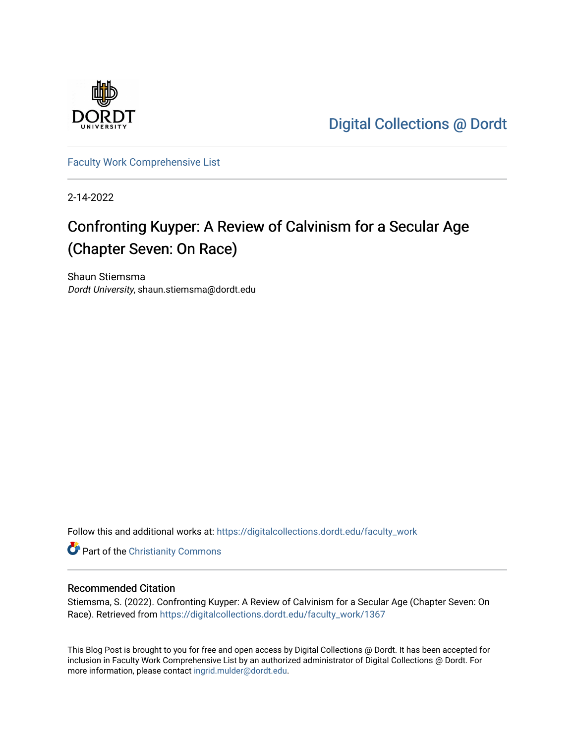Digital Collections @ Dordt

Faculty Work Comprehensive List

2-14-2022

# Confronting Kuyper: A Review of Calvinism for a Secular Age (Chapter Seven: On Race)

Shaun Stiemsma
*Dordt University*, shaun.stiemsma@dordt.edu

Follow this and additional works at: https://digitalcollections.dordt.edu/faculty_work

Part of the Christianity Commons

## Recommended Citation

Stiemsma, S. (2022). Confronting Kuyper: A Review of Calvinism for a Secular Age (Chapter Seven: On Race). Retrieved from https://digitalcollections.dordt.edu/faculty_work/1367

This Blog Post is brought to you for free and open access by Digital Collections @ Dordt. It has been accepted for inclusion in Faculty Work Comprehensive List by an authorized administrator of Digital Collections @ Dordt. For more information, please contact ingrid.mulder@dordt.edu.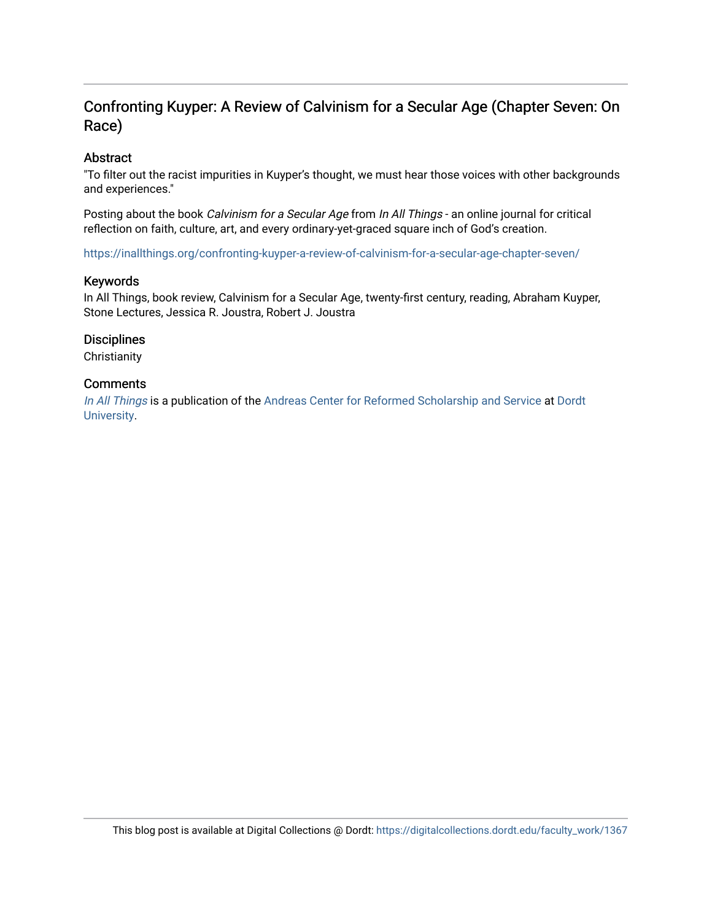# Confronting Kuyper: A Review of Calvinism for a Secular Age (Chapter Seven: On Race)

## Abstract

"To filter out the racist impurities in Kuyper's thought, we must hear those voices with other backgrounds and experiences."

Posting about the book *Calvinism for a Secular Age* from *In All Things* - an online journal for critical reflection on faith, culture, art, and every ordinary-yet-graced square inch of God's creation.

https://inallthings.org/confronting-kuyper-a-review-of-calvinism-for-a-secular-age-chapter-seven/

## Keywords

In All Things, book review, Calvinism for a Secular Age, twenty-first century, reading, Abraham Kuyper, Stone Lectures, Jessica R. Joustra, Robert J. Joustra

## Disciplines

Christianity

## Comments

*In All Things* is a publication of the Andreas Center for Reformed Scholarship and Service at Dordt University.

This blog post is available at Digital Collections @ Dordt: https://digitalcollections.dordt.edu/faculty_work/1367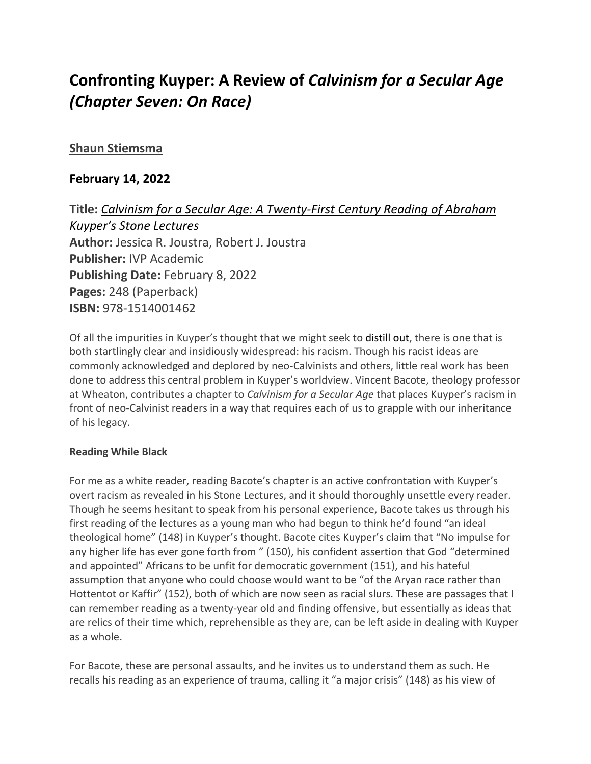# Confronting Kuyper: A Review of *Calvinism for a Secular Age (Chapter Seven: On Race)*

**Shaun Stiemsma**

**February 14, 2022**

**Title:** *Calvinism for a Secular Age: A Twenty-First Century Reading of Abraham Kuyper's Stone Lectures*
**Author:** Jessica R. Joustra, Robert J. Joustra
**Publisher:** IVP Academic
**Publishing Date:** February 8, 2022
**Pages:** 248 (Paperback)
**ISBN:** 978-1514001462

Of all the impurities in Kuyper's thought that we might seek to distill out, there is one that is both startlingly clear and insidiously widespread: his racism. Though his racist ideas are commonly acknowledged and deplored by neo-Calvinists and others, little real work has been done to address this central problem in Kuyper's worldview. Vincent Bacote, theology professor at Wheaton, contributes a chapter to *Calvinism for a Secular Age* that places Kuyper's racism in front of neo-Calvinist readers in a way that requires each of us to grapple with our inheritance of his legacy.

**Reading While Black**

For me as a white reader, reading Bacote's chapter is an active confrontation with Kuyper's overt racism as revealed in his Stone Lectures, and it should thoroughly unsettle every reader. Though he seems hesitant to speak from his personal experience, Bacote takes us through his first reading of the lectures as a young man who had begun to think he'd found "an ideal theological home" (148) in Kuyper's thought. Bacote cites Kuyper's claim that "No impulse for any higher life has ever gone forth from " (150), his confident assertion that God "determined and appointed" Africans to be unfit for democratic government (151), and his hateful assumption that anyone who could choose would want to be "of the Aryan race rather than Hottentot or Kaffir" (152), both of which are now seen as racial slurs. These are passages that I can remember reading as a twenty-year old and finding offensive, but essentially as ideas that are relics of their time which, reprehensible as they are, can be left aside in dealing with Kuyper as a whole.

For Bacote, these are personal assaults, and he invites us to understand them as such. He recalls his reading as an experience of trauma, calling it "a major crisis" (148) as his view of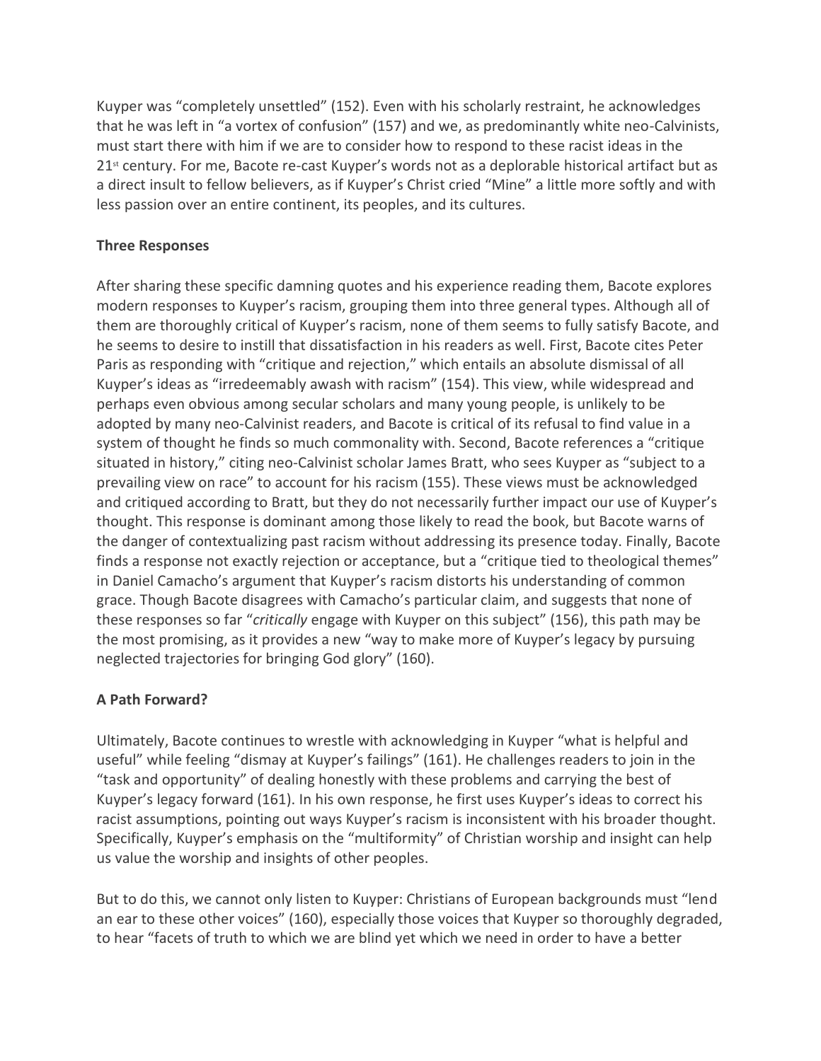Kuyper was "completely unsettled" (152). Even with his scholarly restraint, he acknowledges that he was left in "a vortex of confusion" (157) and we, as predominantly white neo-Calvinists, must start there with him if we are to consider how to respond to these racist ideas in the 21st century. For me, Bacote re-cast Kuyper's words not as a deplorable historical artifact but as a direct insult to fellow believers, as if Kuyper's Christ cried "Mine" a little more softly and with less passion over an entire continent, its peoples, and its cultures.

**Three Responses**

After sharing these specific damning quotes and his experience reading them, Bacote explores modern responses to Kuyper's racism, grouping them into three general types. Although all of them are thoroughly critical of Kuyper's racism, none of them seems to fully satisfy Bacote, and he seems to desire to instill that dissatisfaction in his readers as well. First, Bacote cites Peter Paris as responding with "critique and rejection," which entails an absolute dismissal of all Kuyper's ideas as "irredeemably awash with racism" (154). This view, while widespread and perhaps even obvious among secular scholars and many young people, is unlikely to be adopted by many neo-Calvinist readers, and Bacote is critical of its refusal to find value in a system of thought he finds so much commonality with. Second, Bacote references a "critique situated in history," citing neo-Calvinist scholar James Bratt, who sees Kuyper as "subject to a prevailing view on race" to account for his racism (155). These views must be acknowledged and critiqued according to Bratt, but they do not necessarily further impact our use of Kuyper's thought. This response is dominant among those likely to read the book, but Bacote warns of the danger of contextualizing past racism without addressing its presence today. Finally, Bacote finds a response not exactly rejection or acceptance, but a "critique tied to theological themes" in Daniel Camacho's argument that Kuyper's racism distorts his understanding of common grace. Though Bacote disagrees with Camacho's particular claim, and suggests that none of these responses so far "*critically* engage with Kuyper on this subject" (156), this path may be the most promising, as it provides a new "way to make more of Kuyper's legacy by pursuing neglected trajectories for bringing God glory" (160).

**A Path Forward?**

Ultimately, Bacote continues to wrestle with acknowledging in Kuyper "what is helpful and useful" while feeling "dismay at Kuyper's failings" (161). He challenges readers to join in the "task and opportunity" of dealing honestly with these problems and carrying the best of Kuyper's legacy forward (161). In his own response, he first uses Kuyper's ideas to correct his racist assumptions, pointing out ways Kuyper's racism is inconsistent with his broader thought. Specifically, Kuyper's emphasis on the "multiformity" of Christian worship and insight can help us value the worship and insights of other peoples.

But to do this, we cannot only listen to Kuyper: Christians of European backgrounds must "lend an ear to these other voices" (160), especially those voices that Kuyper so thoroughly degraded, to hear "facets of truth to which we are blind yet which we need in order to have a better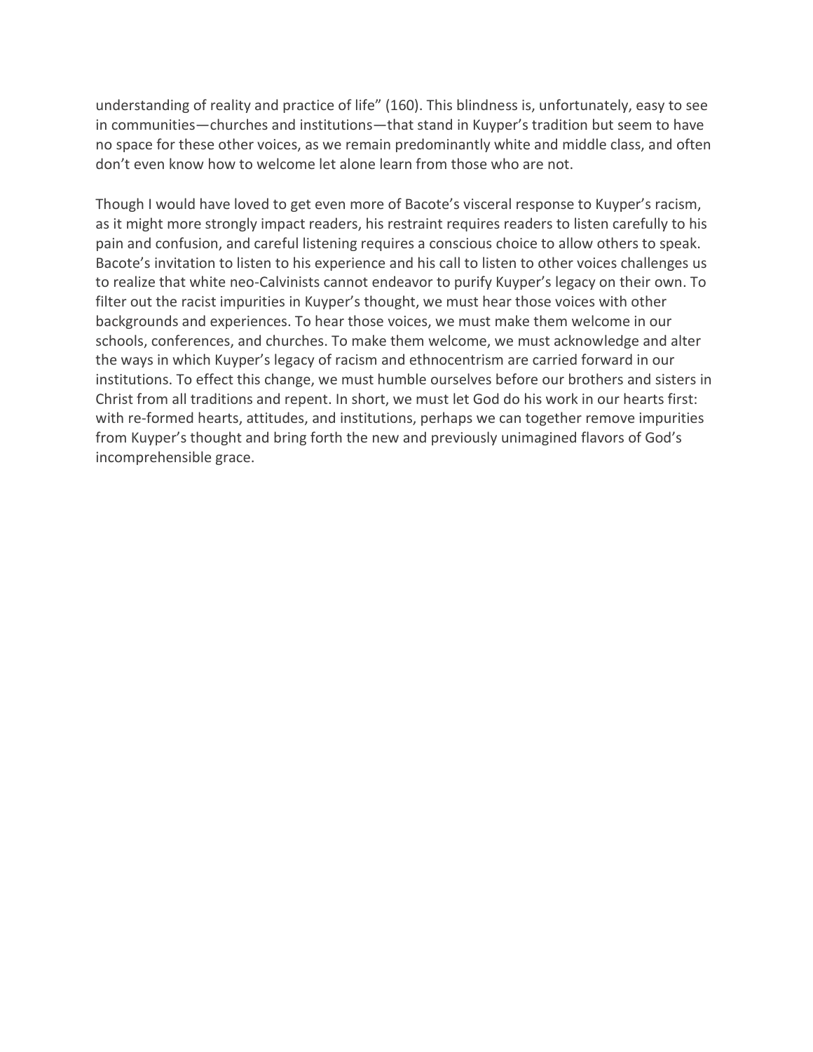understanding of reality and practice of life" (160). This blindness is, unfortunately, easy to see in communities—churches and institutions—that stand in Kuyper's tradition but seem to have no space for these other voices, as we remain predominantly white and middle class, and often don't even know how to welcome let alone learn from those who are not.

Though I would have loved to get even more of Bacote's visceral response to Kuyper's racism, as it might more strongly impact readers, his restraint requires readers to listen carefully to his pain and confusion, and careful listening requires a conscious choice to allow others to speak. Bacote's invitation to listen to his experience and his call to listen to other voices challenges us to realize that white neo-Calvinists cannot endeavor to purify Kuyper's legacy on their own. To filter out the racist impurities in Kuyper's thought, we must hear those voices with other backgrounds and experiences. To hear those voices, we must make them welcome in our schools, conferences, and churches. To make them welcome, we must acknowledge and alter the ways in which Kuyper's legacy of racism and ethnocentrism are carried forward in our institutions. To effect this change, we must humble ourselves before our brothers and sisters in Christ from all traditions and repent. In short, we must let God do his work in our hearts first: with re-formed hearts, attitudes, and institutions, perhaps we can together remove impurities from Kuyper's thought and bring forth the new and previously unimagined flavors of God's incomprehensible grace.